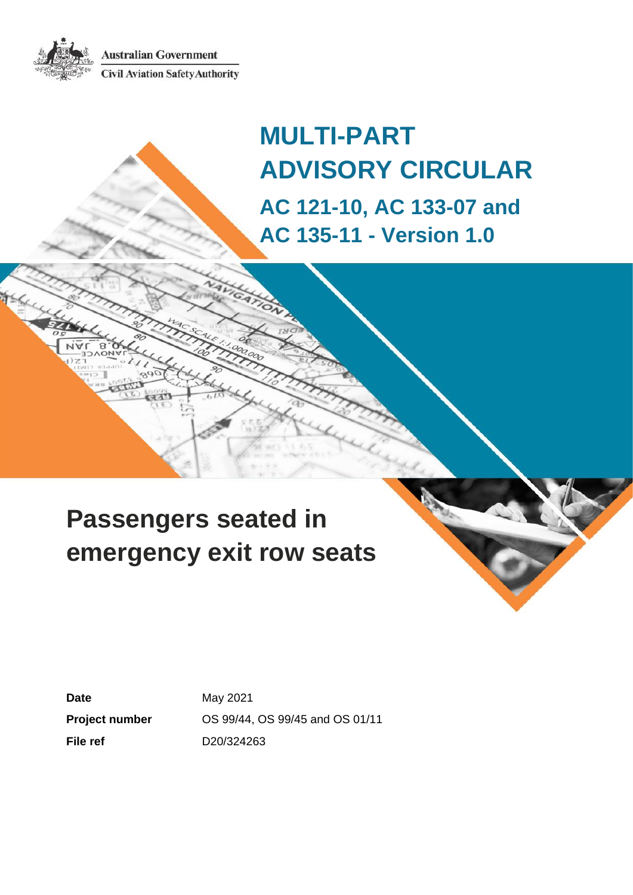Australian Government
Civil Aviation Safety Authority

# MULTI-PART ADVISORY CIRCULAR

## AC 121-10, AC 133-07 and AC 135-11 - Version 1.0

# Passengers seated in emergency exit row seats

| | |
|---|---|
| **Date** | May 2021 |
| **Project number** | OS 99/44, OS 99/45 and OS 01/11 |
| **File ref** | D20/324263 |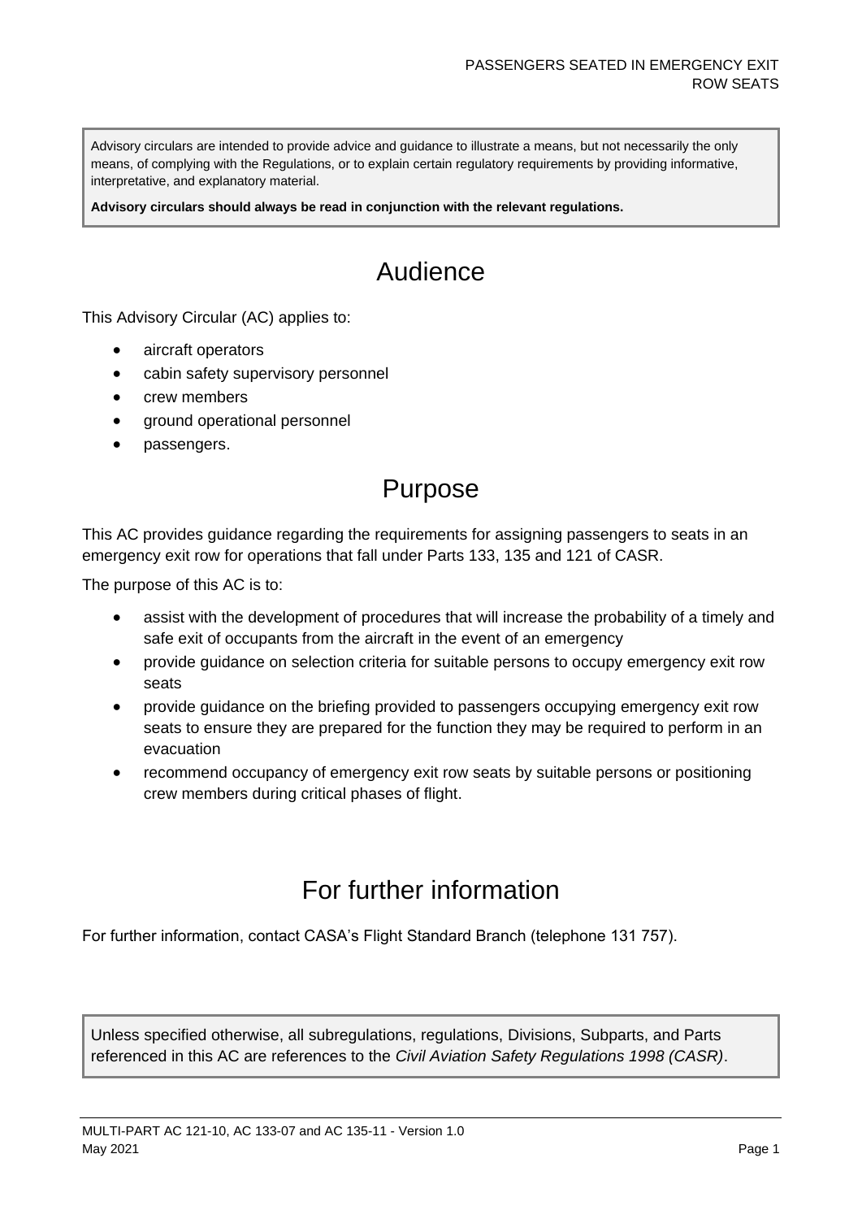Advisory circulars are intended to provide advice and guidance to illustrate a means, but not necessarily the only means, of complying with the Regulations, or to explain certain regulatory requirements by providing informative, interpretative, and explanatory material.

**Advisory circulars should always be read in conjunction with the relevant regulations.**

# Audience

This Advisory Circular (AC) applies to:

- aircraft operators
- cabin safety supervisory personnel
- crew members
- ground operational personnel
- passengers.

# Purpose

This AC provides guidance regarding the requirements for assigning passengers to seats in an emergency exit row for operations that fall under Parts 133, 135 and 121 of CASR.

The purpose of this AC is to:

- assist with the development of procedures that will increase the probability of a timely and safe exit of occupants from the aircraft in the event of an emergency
- provide guidance on selection criteria for suitable persons to occupy emergency exit row seats
- provide guidance on the briefing provided to passengers occupying emergency exit row seats to ensure they are prepared for the function they may be required to perform in an evacuation
- recommend occupancy of emergency exit row seats by suitable persons or positioning crew members during critical phases of flight.

# For further information

For further information, contact CASA's Flight Standard Branch (telephone 131 757).

Unless specified otherwise, all subregulations, regulations, Divisions, Subparts, and Parts referenced in this AC are references to the *Civil Aviation Safety Regulations 1998 (CASR)*.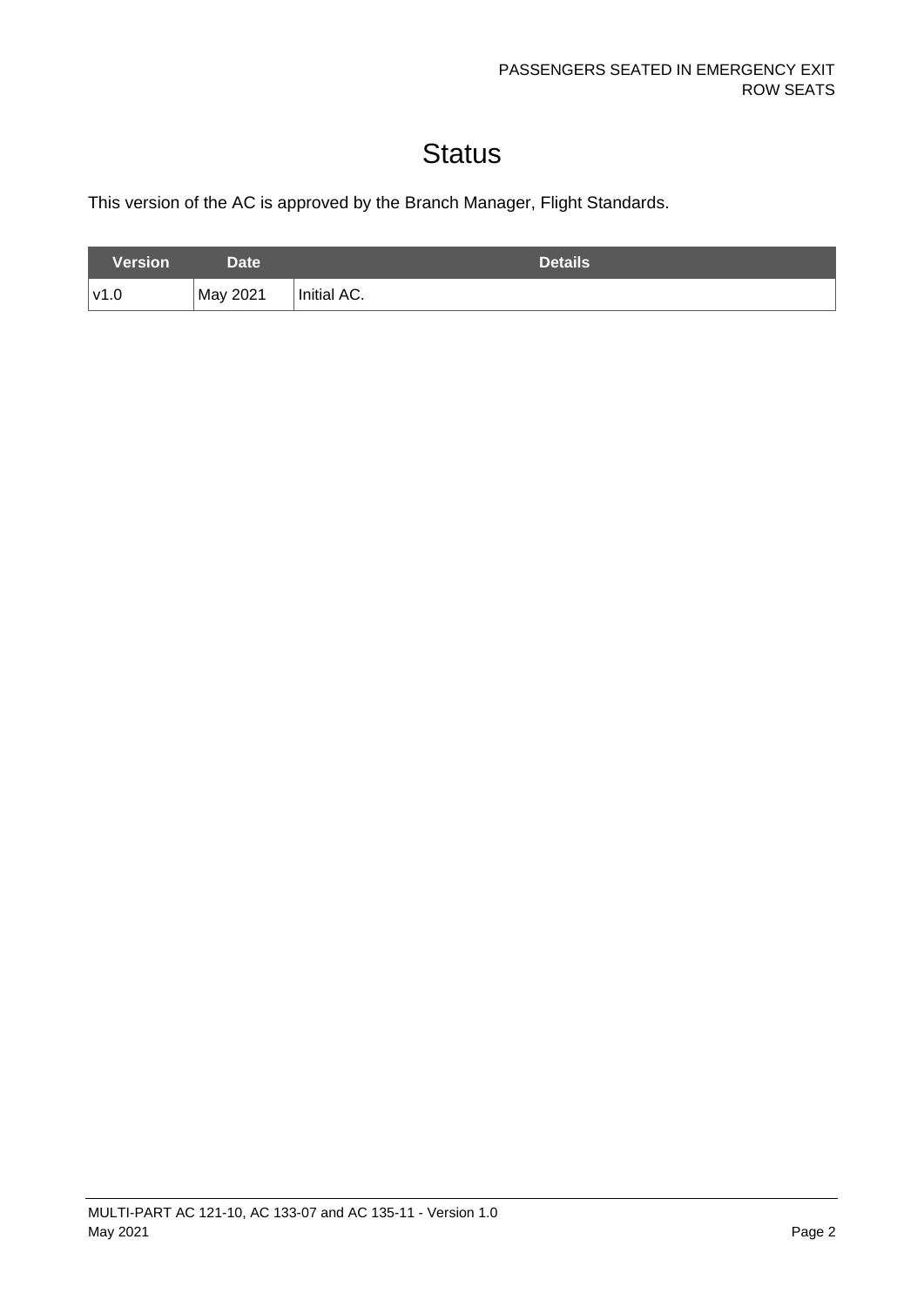# Status

This version of the AC is approved by the Branch Manager, Flight Standards.

| Version | Date | Details |
| --- | --- | --- |
| v1.0 | May 2021 | Initial AC. |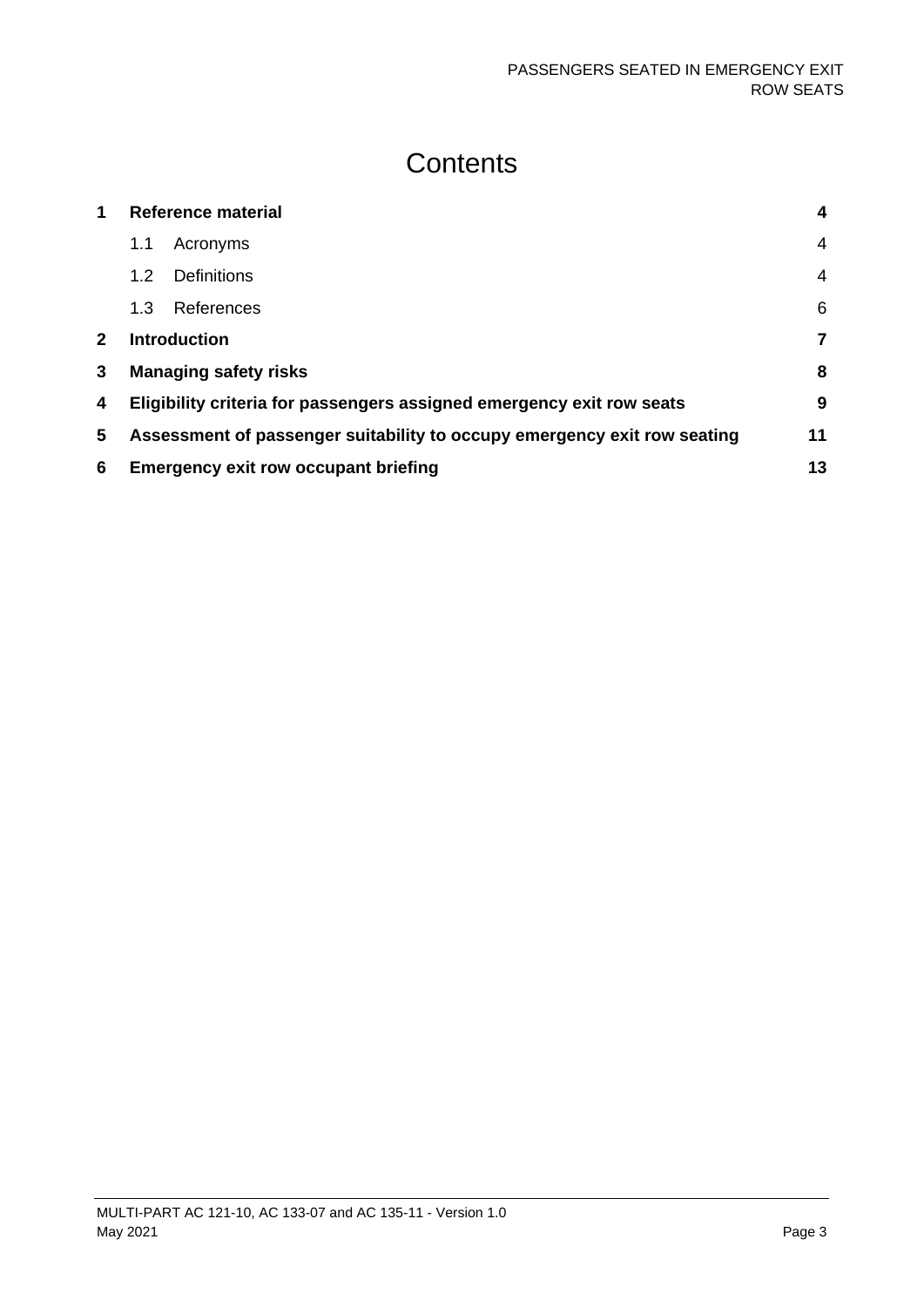# Contents

| | | |
|---|---|---|
| **1** | **Reference material** | **4** |
| | 1.1 Acronyms | 4 |
| | 1.2 Definitions | 4 |
| | 1.3 References | 6 |
| **2** | **Introduction** | **7** |
| **3** | **Managing safety risks** | **8** |
| **4** | **Eligibility criteria for passengers assigned emergency exit row seats** | **9** |
| **5** | **Assessment of passenger suitability to occupy emergency exit row seating** | **11** |
| **6** | **Emergency exit row occupant briefing** | **13** |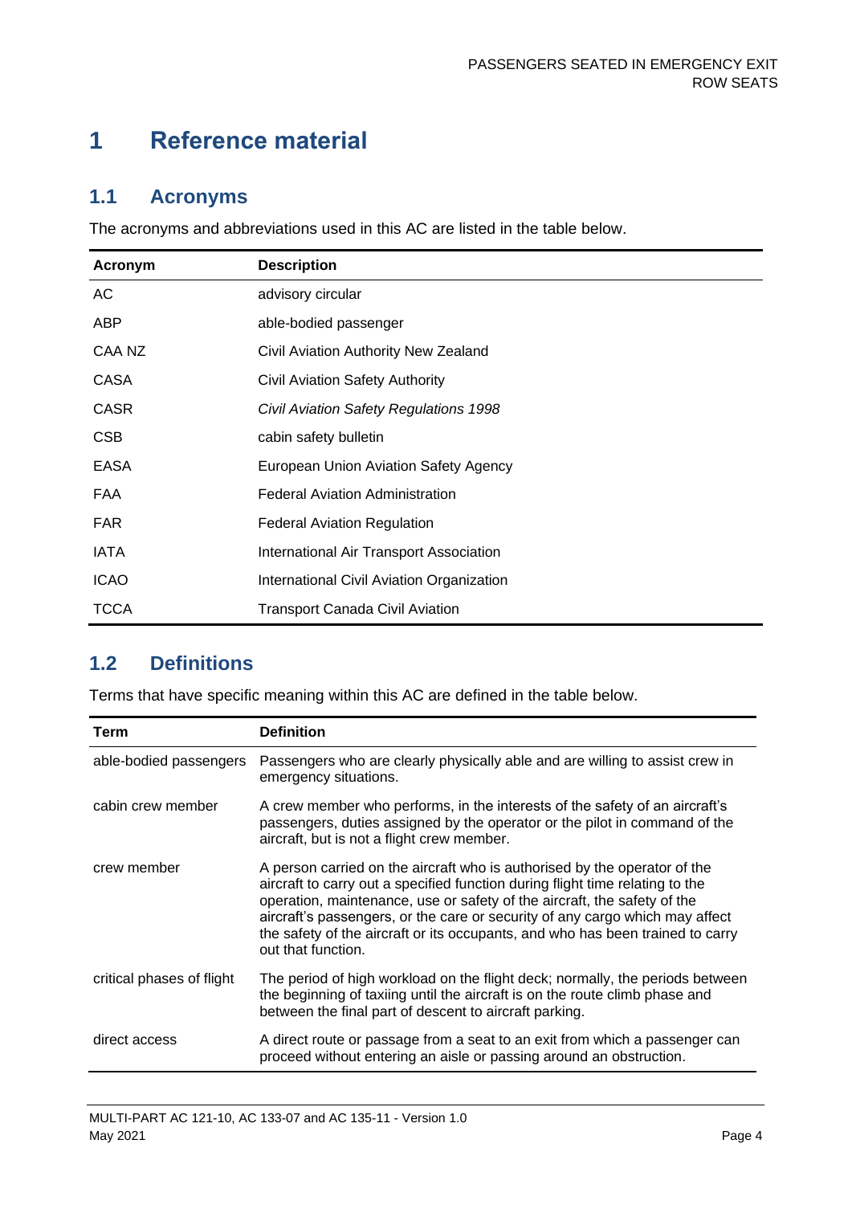# 1 Reference material

## 1.1 Acronyms

The acronyms and abbreviations used in this AC are listed in the table below.

| Acronym | Description |
|---|---|
| AC | advisory circular |
| ABP | able-bodied passenger |
| CAA NZ | Civil Aviation Authority New Zealand |
| CASA | Civil Aviation Safety Authority |
| CASR | *Civil Aviation Safety Regulations 1998* |
| CSB | cabin safety bulletin |
| EASA | European Union Aviation Safety Agency |
| FAA | Federal Aviation Administration |
| FAR | Federal Aviation Regulation |
| IATA | International Air Transport Association |
| ICAO | International Civil Aviation Organization |
| TCCA | Transport Canada Civil Aviation |

## 1.2 Definitions

Terms that have specific meaning within this AC are defined in the table below.

| Term | Definition |
|---|---|
| able-bodied passengers | Passengers who are clearly physically able and are willing to assist crew in emergency situations. |
| cabin crew member | A crew member who performs, in the interests of the safety of an aircraft's passengers, duties assigned by the operator or the pilot in command of the aircraft, but is not a flight crew member. |
| crew member | A person carried on the aircraft who is authorised by the operator of the aircraft to carry out a specified function during flight time relating to the operation, maintenance, use or safety of the aircraft, the safety of the aircraft's passengers, or the care or security of any cargo which may affect the safety of the aircraft or its occupants, and who has been trained to carry out that function. |
| critical phases of flight | The period of high workload on the flight deck; normally, the periods between the beginning of taxiing until the aircraft is on the route climb phase and between the final part of descent to aircraft parking. |
| direct access | A direct route or passage from a seat to an exit from which a passenger can proceed without entering an aisle or passing around an obstruction. |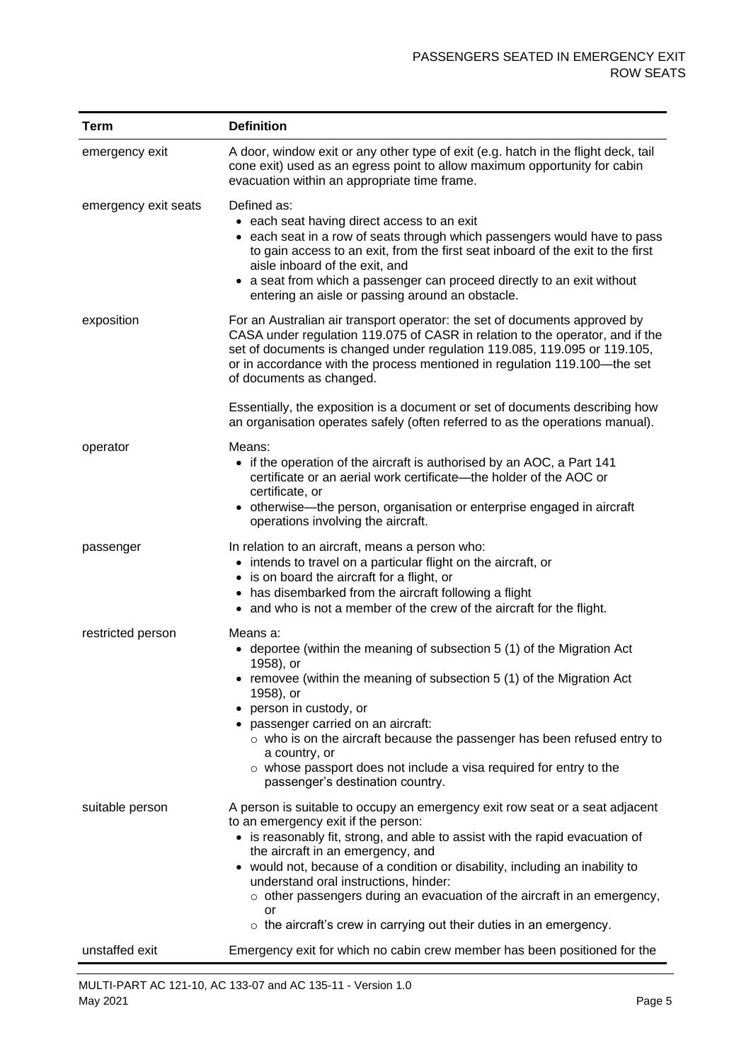| Term | Definition |
|---|---|
| emergency exit | A door, window exit or any other type of exit (e.g. hatch in the flight deck, tail cone exit) used as an egress point to allow maximum opportunity for cabin evacuation within an appropriate time frame. |
| emergency exit seats | Defined as:<br>• each seat having direct access to an exit<br>• each seat in a row of seats through which passengers would have to pass to gain access to an exit, from the first seat inboard of the exit to the first aisle inboard of the exit, and<br>• a seat from which a passenger can proceed directly to an exit without entering an aisle or passing around an obstacle. |
| exposition | For an Australian air transport operator: the set of documents approved by CASA under regulation 119.075 of CASR in relation to the operator, and if the set of documents is changed under regulation 119.085, 119.095 or 119.105, or in accordance with the process mentioned in regulation 119.100—the set of documents as changed.<br><br>Essentially, the exposition is a document or set of documents describing how an organisation operates safely (often referred to as the operations manual). |
| operator | Means:<br>• if the operation of the aircraft is authorised by an AOC, a Part 141 certificate or an aerial work certificate—the holder of the AOC or certificate, or<br>• otherwise—the person, organisation or enterprise engaged in aircraft operations involving the aircraft. |
| passenger | In relation to an aircraft, means a person who:<br>• intends to travel on a particular flight on the aircraft, or<br>• is on board the aircraft for a flight, or<br>• has disembarked from the aircraft following a flight<br>• and who is not a member of the crew of the aircraft for the flight. |
| restricted person | Means a:<br>• deportee (within the meaning of subsection 5 (1) of the Migration Act 1958), or<br>• removee (within the meaning of subsection 5 (1) of the Migration Act 1958), or<br>• person in custody, or<br>• passenger carried on an aircraft:<br>  ○ who is on the aircraft because the passenger has been refused entry to a country, or<br>  ○ whose passport does not include a visa required for entry to the passenger's destination country. |
| suitable person | A person is suitable to occupy an emergency exit row seat or a seat adjacent to an emergency exit if the person:<br>• is reasonably fit, strong, and able to assist with the rapid evacuation of the aircraft in an emergency, and<br>• would not, because of a condition or disability, including an inability to understand oral instructions, hinder:<br>  ○ other passengers during an evacuation of the aircraft in an emergency, or<br>  ○ the aircraft's crew in carrying out their duties in an emergency. |
| unstaffed exit | Emergency exit for which no cabin crew member has been positioned for the |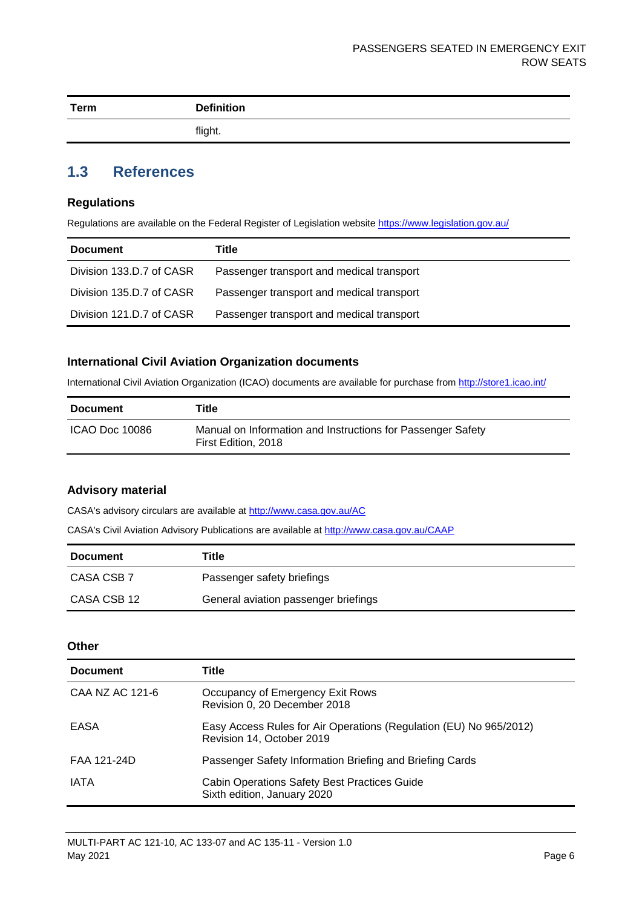| Term | Definition |
| --- | --- |
| | flight. |

## 1.3 References

### Regulations

Regulations are available on the Federal Register of Legislation website https://www.legislation.gov.au/

| Document | Title |
| --- | --- |
| Division 133.D.7 of CASR | Passenger transport and medical transport |
| Division 135.D.7 of CASR | Passenger transport and medical transport |
| Division 121.D.7 of CASR | Passenger transport and medical transport |

### International Civil Aviation Organization documents

International Civil Aviation Organization (ICAO) documents are available for purchase from http://store1.icao.int/

| Document | Title |
| --- | --- |
| ICAO Doc 10086 | Manual on Information and Instructions for Passenger Safety<br>First Edition, 2018 |

### Advisory material

CASA's advisory circulars are available at http://www.casa.gov.au/AC

CASA's Civil Aviation Advisory Publications are available at http://www.casa.gov.au/CAAP

| Document | Title |
| --- | --- |
| CASA CSB 7 | Passenger safety briefings |
| CASA CSB 12 | General aviation passenger briefings |

### Other

| Document | Title |
| --- | --- |
| CAA NZ AC 121-6 | Occupancy of Emergency Exit Rows<br>Revision 0, 20 December 2018 |
| EASA | Easy Access Rules for Air Operations (Regulation (EU) No 965/2012)<br>Revision 14, October 2019 |
| FAA 121-24D | Passenger Safety Information Briefing and Briefing Cards |
| IATA | Cabin Operations Safety Best Practices Guide<br>Sixth edition, January 2020 |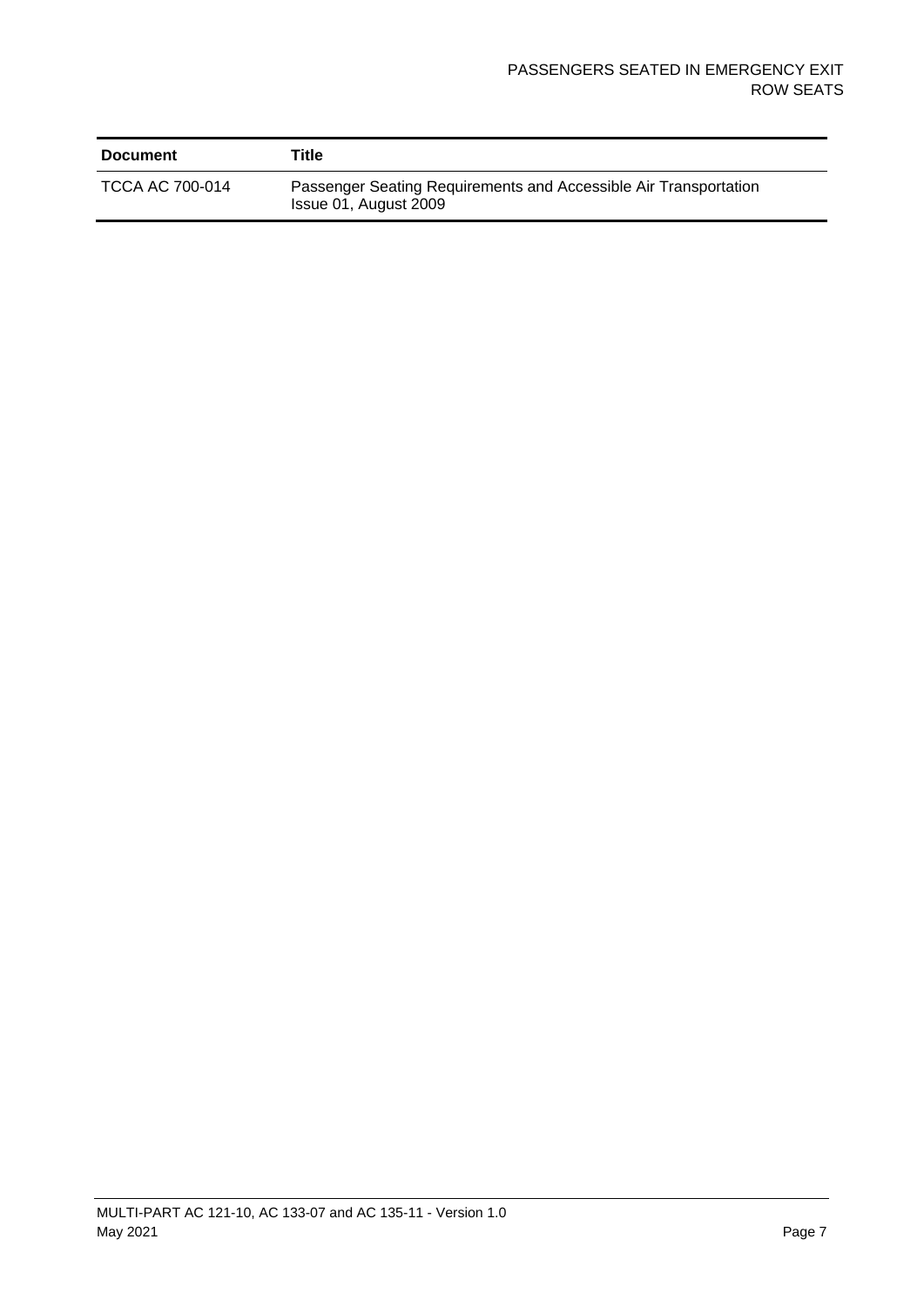| Document | Title |
| --- | --- |
| TCCA AC 700-014 | Passenger Seating Requirements and Accessible Air Transportation Issue 01, August 2009 |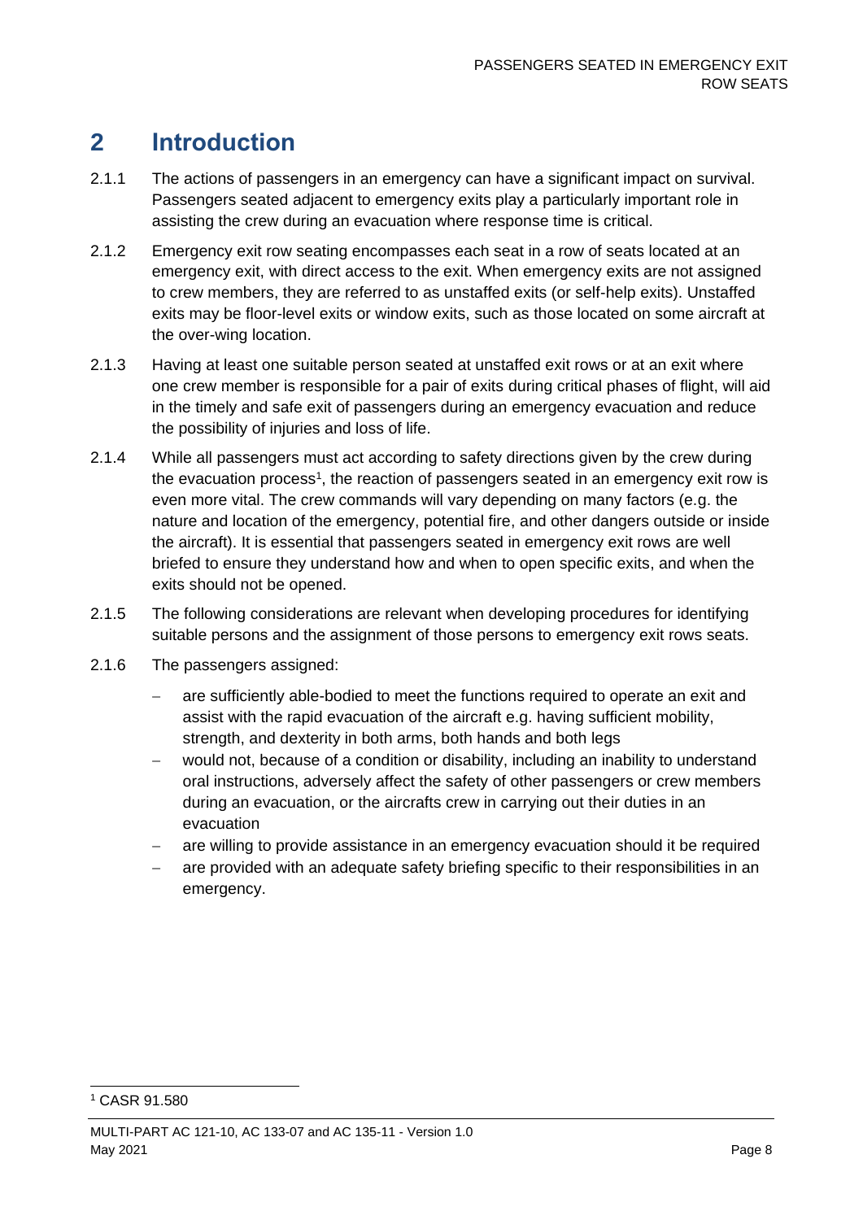# 2 Introduction

2.1.1 The actions of passengers in an emergency can have a significant impact on survival. Passengers seated adjacent to emergency exits play a particularly important role in assisting the crew during an evacuation where response time is critical.

2.1.2 Emergency exit row seating encompasses each seat in a row of seats located at an emergency exit, with direct access to the exit. When emergency exits are not assigned to crew members, they are referred to as unstaffed exits (or self-help exits). Unstaffed exits may be floor-level exits or window exits, such as those located on some aircraft at the over-wing location.

2.1.3 Having at least one suitable person seated at unstaffed exit rows or at an exit where one crew member is responsible for a pair of exits during critical phases of flight, will aid in the timely and safe exit of passengers during an emergency evacuation and reduce the possibility of injuries and loss of life.

2.1.4 While all passengers must act according to safety directions given by the crew during the evacuation process[1], the reaction of passengers seated in an emergency exit row is even more vital. The crew commands will vary depending on many factors (e.g. the nature and location of the emergency, potential fire, and other dangers outside or inside the aircraft). It is essential that passengers seated in emergency exit rows are well briefed to ensure they understand how and when to open specific exits, and when the exits should not be opened.

2.1.5 The following considerations are relevant when developing procedures for identifying suitable persons and the assignment of those persons to emergency exit rows seats.

2.1.6 The passengers assigned:

- are sufficiently able-bodied to meet the functions required to operate an exit and assist with the rapid evacuation of the aircraft e.g. having sufficient mobility, strength, and dexterity in both arms, both hands and both legs
- would not, because of a condition or disability, including an inability to understand oral instructions, adversely affect the safety of other passengers or crew members during an evacuation, or the aircrafts crew in carrying out their duties in an evacuation
- are willing to provide assistance in an emergency evacuation should it be required
- are provided with an adequate safety briefing specific to their responsibilities in an emergency.

[1] CASR 91.580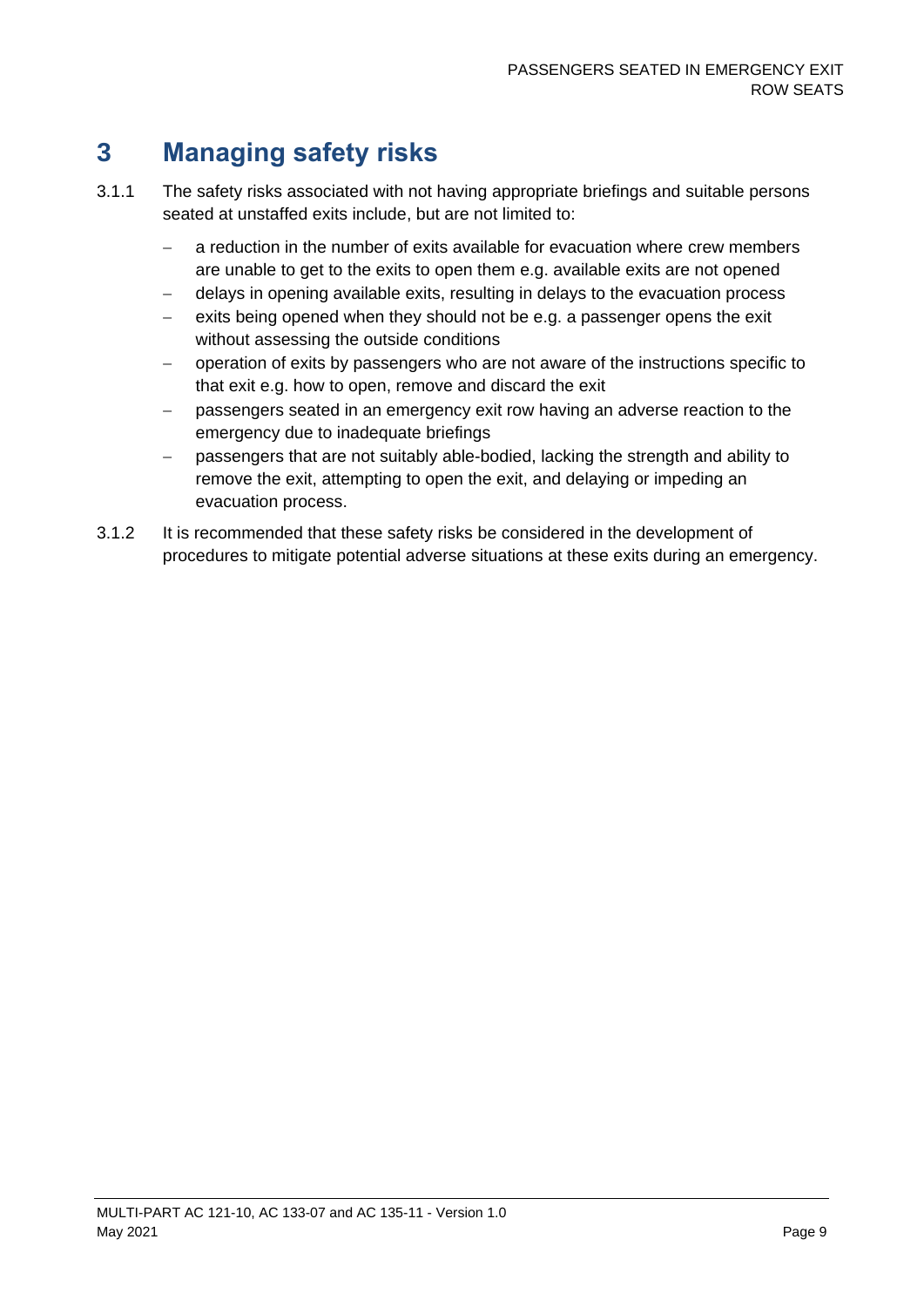# 3 Managing safety risks

3.1.1 The safety risks associated with not having appropriate briefings and suitable persons seated at unstaffed exits include, but are not limited to:

- a reduction in the number of exits available for evacuation where crew members are unable to get to the exits to open them e.g. available exits are not opened
- delays in opening available exits, resulting in delays to the evacuation process
- exits being opened when they should not be e.g. a passenger opens the exit without assessing the outside conditions
- operation of exits by passengers who are not aware of the instructions specific to that exit e.g. how to open, remove and discard the exit
- passengers seated in an emergency exit row having an adverse reaction to the emergency due to inadequate briefings
- passengers that are not suitably able-bodied, lacking the strength and ability to remove the exit, attempting to open the exit, and delaying or impeding an evacuation process.

3.1.2 It is recommended that these safety risks be considered in the development of procedures to mitigate potential adverse situations at these exits during an emergency.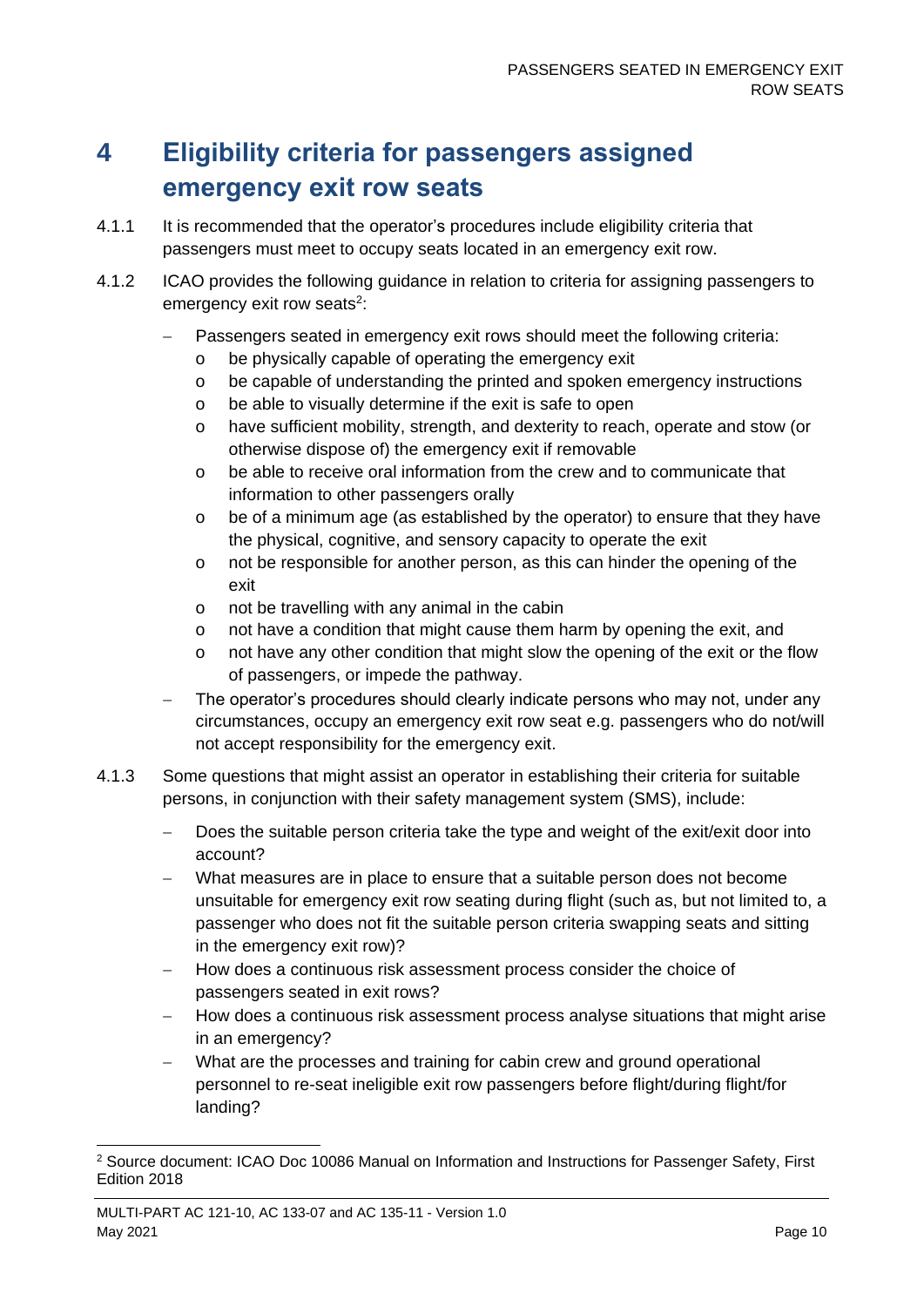# 4 Eligibility criteria for passengers assigned emergency exit row seats

4.1.1 It is recommended that the operator's procedures include eligibility criteria that passengers must meet to occupy seats located in an emergency exit row.

4.1.2 ICAO provides the following guidance in relation to criteria for assigning passengers to emergency exit row seats[2]:

- Passengers seated in emergency exit rows should meet the following criteria:
  - be physically capable of operating the emergency exit
  - be capable of understanding the printed and spoken emergency instructions
  - be able to visually determine if the exit is safe to open
  - have sufficient mobility, strength, and dexterity to reach, operate and stow (or otherwise dispose of) the emergency exit if removable
  - be able to receive oral information from the crew and to communicate that information to other passengers orally
  - be of a minimum age (as established by the operator) to ensure that they have the physical, cognitive, and sensory capacity to operate the exit
  - not be responsible for another person, as this can hinder the opening of the exit
  - not be travelling with any animal in the cabin
  - not have a condition that might cause them harm by opening the exit, and
  - not have any other condition that might slow the opening of the exit or the flow of passengers, or impede the pathway.
- The operator's procedures should clearly indicate persons who may not, under any circumstances, occupy an emergency exit row seat e.g. passengers who do not/will not accept responsibility for the emergency exit.

4.1.3 Some questions that might assist an operator in establishing their criteria for suitable persons, in conjunction with their safety management system (SMS), include:

- Does the suitable person criteria take the type and weight of the exit/exit door into account?
- What measures are in place to ensure that a suitable person does not become unsuitable for emergency exit row seating during flight (such as, but not limited to, a passenger who does not fit the suitable person criteria swapping seats and sitting in the emergency exit row)?
- How does a continuous risk assessment process consider the choice of passengers seated in exit rows?
- How does a continuous risk assessment process analyse situations that might arise in an emergency?
- What are the processes and training for cabin crew and ground operational personnel to re-seat ineligible exit row passengers before flight/during flight/for landing?

[2] Source document: ICAO Doc 10086 Manual on Information and Instructions for Passenger Safety, First Edition 2018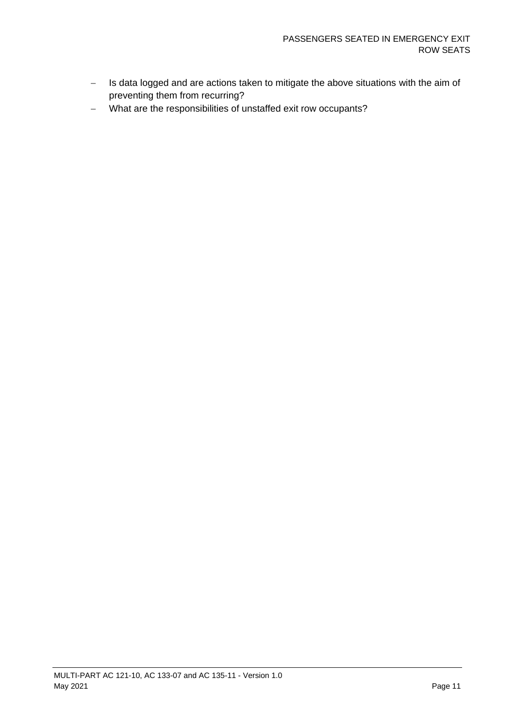- Is data logged and are actions taken to mitigate the above situations with the aim of preventing them from recurring?
- What are the responsibilities of unstaffed exit row occupants?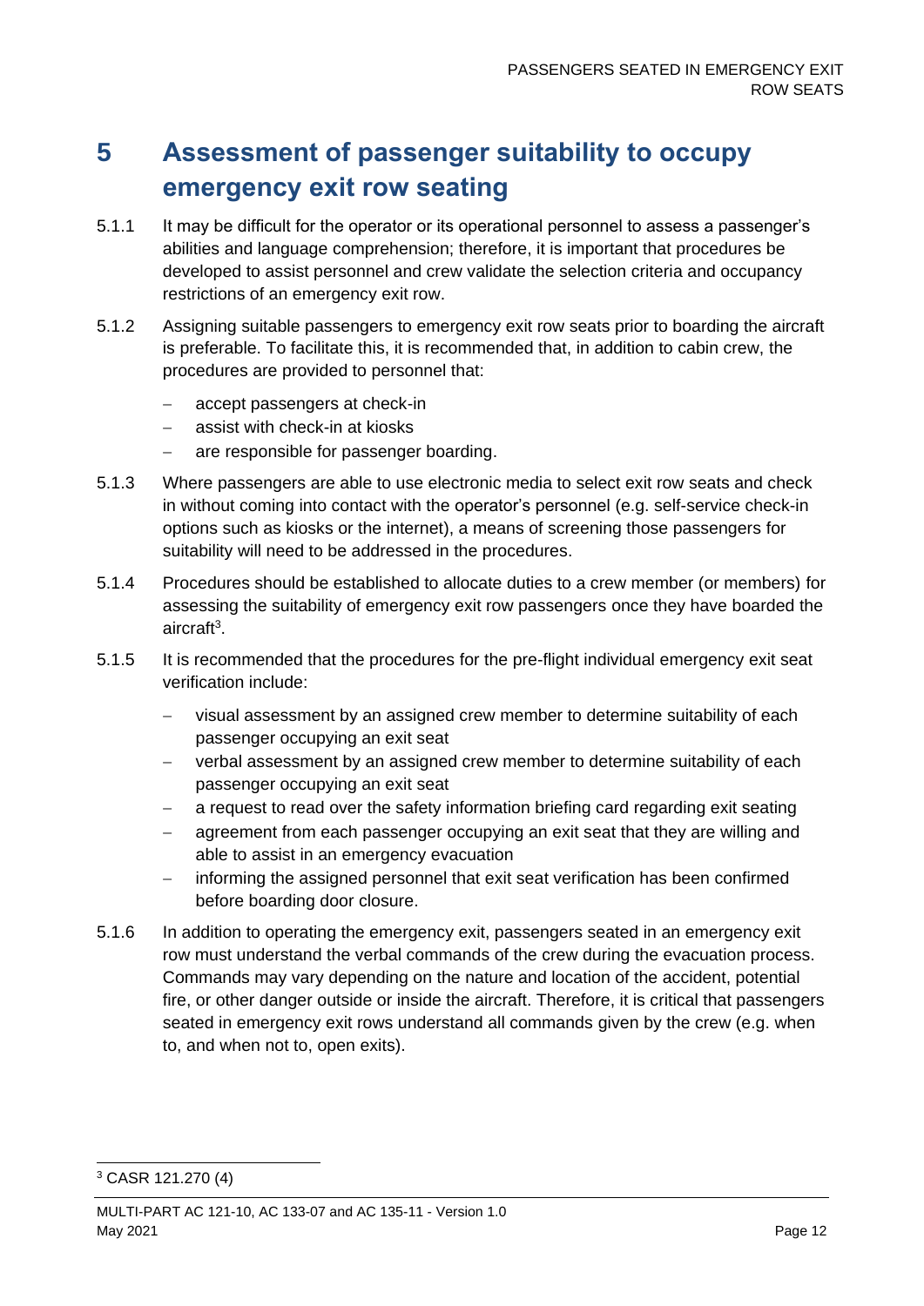# 5 Assessment of passenger suitability to occupy emergency exit row seating

5.1.1 It may be difficult for the operator or its operational personnel to assess a passenger's abilities and language comprehension; therefore, it is important that procedures be developed to assist personnel and crew validate the selection criteria and occupancy restrictions of an emergency exit row.

5.1.2 Assigning suitable passengers to emergency exit row seats prior to boarding the aircraft is preferable. To facilitate this, it is recommended that, in addition to cabin crew, the procedures are provided to personnel that:

- accept passengers at check-in
- assist with check-in at kiosks
- are responsible for passenger boarding.

5.1.3 Where passengers are able to use electronic media to select exit row seats and check in without coming into contact with the operator's personnel (e.g. self-service check-in options such as kiosks or the internet), a means of screening those passengers for suitability will need to be addressed in the procedures.

5.1.4 Procedures should be established to allocate duties to a crew member (or members) for assessing the suitability of emergency exit row passengers once they have boarded the aircraft[3].

5.1.5 It is recommended that the procedures for the pre-flight individual emergency exit seat verification include:

- visual assessment by an assigned crew member to determine suitability of each passenger occupying an exit seat
- verbal assessment by an assigned crew member to determine suitability of each passenger occupying an exit seat
- a request to read over the safety information briefing card regarding exit seating
- agreement from each passenger occupying an exit seat that they are willing and able to assist in an emergency evacuation
- informing the assigned personnel that exit seat verification has been confirmed before boarding door closure.

5.1.6 In addition to operating the emergency exit, passengers seated in an emergency exit row must understand the verbal commands of the crew during the evacuation process. Commands may vary depending on the nature and location of the accident, potential fire, or other danger outside or inside the aircraft. Therefore, it is critical that passengers seated in emergency exit rows understand all commands given by the crew (e.g. when to, and when not to, open exits).

---

[3] CASR 121.270 (4)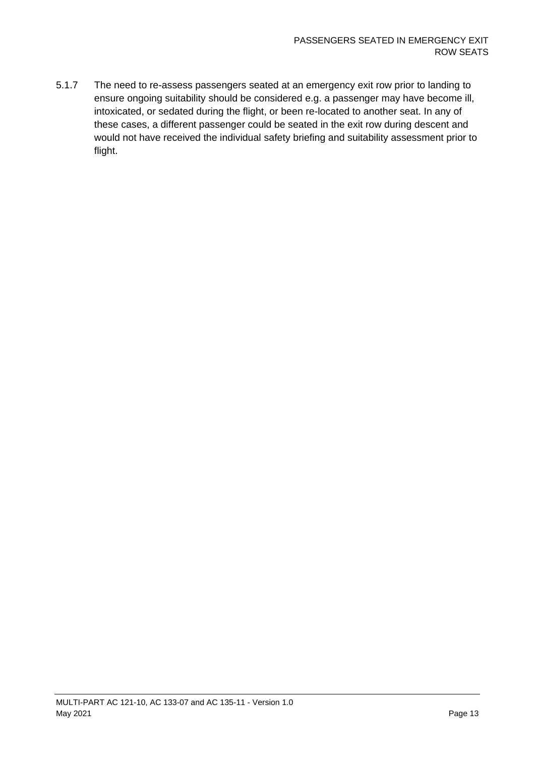5.1.7 The need to re-assess passengers seated at an emergency exit row prior to landing to ensure ongoing suitability should be considered e.g. a passenger may have become ill, intoxicated, or sedated during the flight, or been re-located to another seat. In any of these cases, a different passenger could be seated in the exit row during descent and would not have received the individual safety briefing and suitability assessment prior to flight.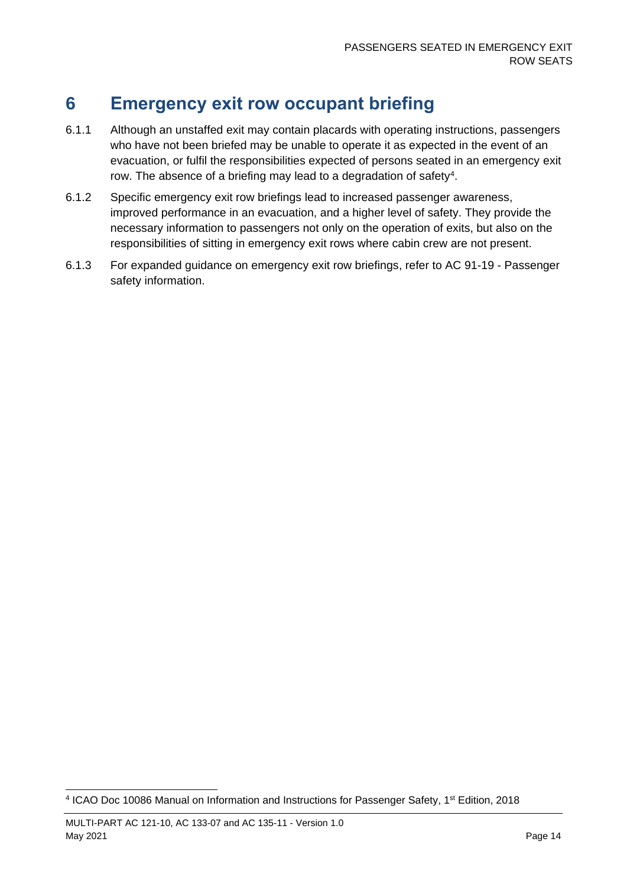# 6 Emergency exit row occupant briefing

6.1.1 Although an unstaffed exit may contain placards with operating instructions, passengers who have not been briefed may be unable to operate it as expected in the event of an evacuation, or fulfil the responsibilities expected of persons seated in an emergency exit row. The absence of a briefing may lead to a degradation of safety[4].

6.1.2 Specific emergency exit row briefings lead to increased passenger awareness, improved performance in an evacuation, and a higher level of safety. They provide the necessary information to passengers not only on the operation of exits, but also on the responsibilities of sitting in emergency exit rows where cabin crew are not present.

6.1.3 For expanded guidance on emergency exit row briefings, refer to AC 91-19 - Passenger safety information.

[4] ICAO Doc 10086 Manual on Information and Instructions for Passenger Safety, 1st Edition, 2018